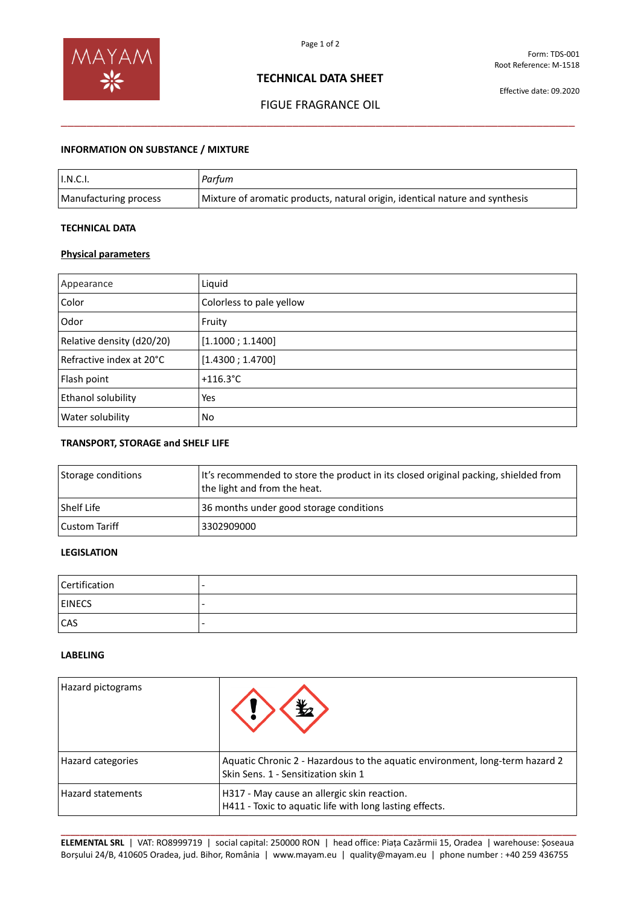Form: TDS-001
Root Reference: M-1518

Effective date: 09.2020

# TECHNICAL DATA SHEET

## FIGUE FRAGRANCE OIL

### INFORMATION ON SUBSTANCE / MIXTURE

| I.N.C.I. | *Parfum* |
|---|---|
| Manufacturing process | Mixture of aromatic products, natural origin, identical nature and synthesis |

### TECHNICAL DATA

#### Physical parameters

| Appearance | Liquid |
|---|---|
| Color | Colorless to pale yellow |
| Odor | Fruity |
| Relative density (d20/20) | [1.1000 ; 1.1400] |
| Refractive index at 20°C | [1.4300 ; 1.4700] |
| Flash point | +116.3°C |
| Ethanol solubility | Yes |
| Water solubility | No |

### TRANSPORT, STORAGE and SHELF LIFE

| Storage conditions | It's recommended to store the product in its closed original packing, shielded from the light and from the heat. |
|---|---|
| Shelf Life | 36 months under good storage conditions |
| Custom Tariff | 3302909000 |

### LEGISLATION

| Certification | - |
|---|---|
| EINECS | - |
| CAS | - |

### LABELING

| Hazard pictograms | |
|---|---|
| Hazard categories | Aquatic Chronic 2 - Hazardous to the aquatic environment, long-term hazard 2<br>Skin Sens. 1 - Sensitization skin 1 |
| Hazard statements | H317 - May cause an allergic skin reaction.<br>H411 - Toxic to aquatic life with long lasting effects. |

**ELEMENTAL SRL** | VAT: RO8999719 | social capital: 250000 RON | head office: Piața Cazărmii 15, Oradea | warehouse: Șoseaua Borșului 24/B, 410605 Oradea, jud. Bihor, România | www.mayam.eu | quality@mayam.eu | phone number : +40 259 436755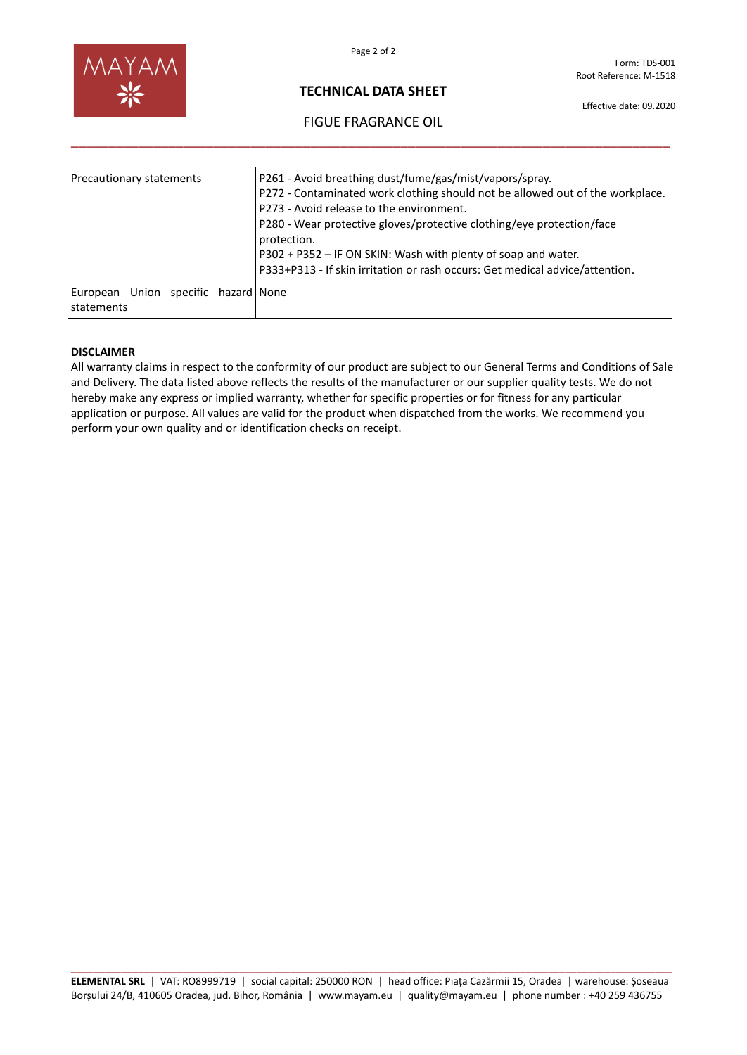| | |
|---|---|
| Precautionary statements | P261 - Avoid breathing dust/fume/gas/mist/vapors/spray.<br>P272 - Contaminated work clothing should not be allowed out of the workplace.<br>P273 - Avoid release to the environment.<br>P280 - Wear protective gloves/protective clothing/eye protection/face protection.<br>P302 + P352 – IF ON SKIN: Wash with plenty of soap and water.<br>P333+P313 - If skin irritation or rash occurs: Get medical advice/attention. |
| European Union specific hazard statements | None |

**DISCLAIMER**

All warranty claims in respect to the conformity of our product are subject to our General Terms and Conditions of Sale and Delivery. The data listed above reflects the results of the manufacturer or our supplier quality tests. We do not hereby make any express or implied warranty, whether for specific properties or for fitness for any particular application or purpose. All values are valid for the product when dispatched from the works. We recommend you perform your own quality and or identification checks on receipt.